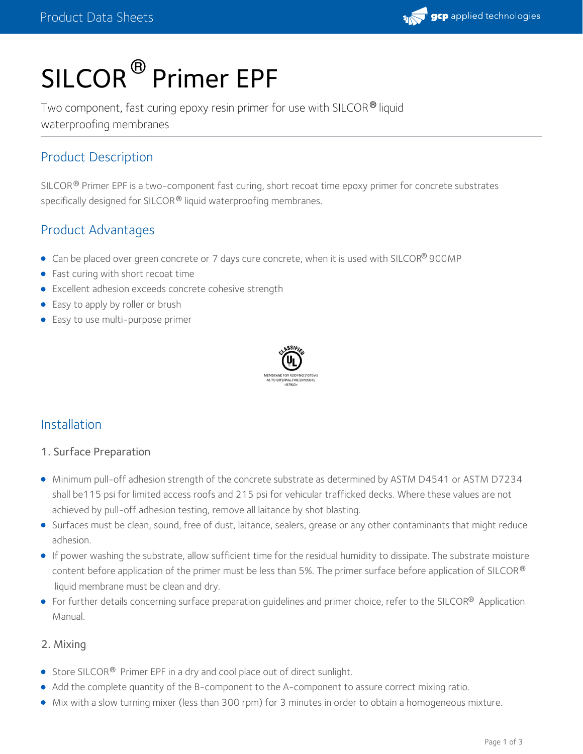# SILCOR® Primer EPF

Two component, fast curing epoxy resin primer for use with SILCOR® liquid waterproofing membranes

## Product Description

SILCOR® Primer EPF is a two-component fast curing, short recoat time epoxy primer for concrete substrates specifically designed for SILCOR® liquid waterproofing membranes.

## Product Advantages

- Can be placed over green concrete or 7 days cure concrete, when it is used with SILCOR® 900MP
- Fast curing with short recoat time
- Excellent adhesion exceeds concrete cohesive strength
- Easy to apply by roller or brush
- Easy to use multi-purpose primer

CLASSIFIED UL
MEMBRANE FOR ROOFING SYSTEMS
AS TO EXTERNAL FIRE EXPOSURE
<R7910>

## Installation

### 1. Surface Preparation

- Minimum pull-off adhesion strength of the concrete substrate as determined by ASTM D4541 or ASTM D7234 shall be115 psi for limited access roofs and 215 psi for vehicular trafficked decks. Where these values are not achieved by pull-off adhesion testing, remove all laitance by shot blasting.
- Surfaces must be clean, sound, free of dust, laitance, sealers, grease or any other contaminants that might reduce adhesion.
- If power washing the substrate, allow sufficient time for the residual humidity to dissipate. The substrate moisture content before application of the primer must be less than 5%. The primer surface before application of SILCOR® liquid membrane must be clean and dry.
- For further details concerning surface preparation guidelines and primer choice, refer to the SILCOR® Application Manual.

### 2. Mixing

- Store SILCOR® Primer EPF in a dry and cool place out of direct sunlight.
- Add the complete quantity of the B-component to the A-component to assure correct mixing ratio.
- Mix with a slow turning mixer (less than 300 rpm) for 3 minutes in order to obtain a homogeneous mixture.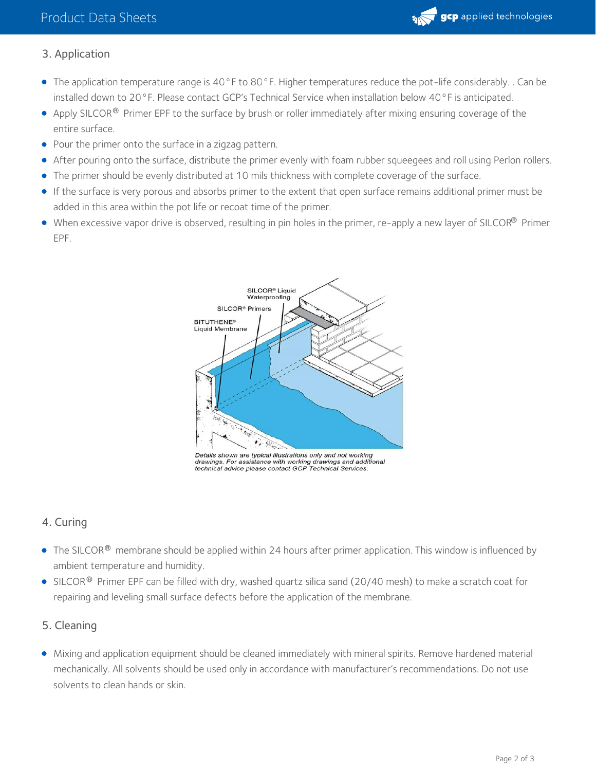## 3. Application

- The application temperature range is 40°F to 80°F. Higher temperatures reduce the pot-life considerably. . Can be installed down to 20°F. Please contact GCP's Technical Service when installation below 40°F is anticipated.
- Apply SILCOR® Primer EPF to the surface by brush or roller immediately after mixing ensuring coverage of the entire surface.
- Pour the primer onto the surface in a zigzag pattern.
- After pouring onto the surface, distribute the primer evenly with foam rubber squeegees and roll using Perlon rollers.
- The primer should be evenly distributed at 10 mils thickness with complete coverage of the surface.
- If the surface is very porous and absorbs primer to the extent that open surface remains additional primer must be added in this area within the pot life or recoat time of the primer.
- When excessive vapor drive is observed, resulting in pin holes in the primer, re-apply a new layer of SILCOR® Primer EPF.

SILCOR® Liquid Waterproofing

SILCOR® Primers

BITUTHENE® Liquid Membrane

*Details shown are typical illustrations only and not working drawings. For assistance with working drawings and additional technical advice please contact GCP Technical Services.*

## 4. Curing

- The SILCOR® membrane should be applied within 24 hours after primer application. This window is influenced by ambient temperature and humidity.
- SILCOR® Primer EPF can be filled with dry, washed quartz silica sand (20/40 mesh) to make a scratch coat for repairing and leveling small surface defects before the application of the membrane.

## 5. Cleaning

- Mixing and application equipment should be cleaned immediately with mineral spirits. Remove hardened material mechanically. All solvents should be used only in accordance with manufacturer's recommendations. Do not use solvents to clean hands or skin.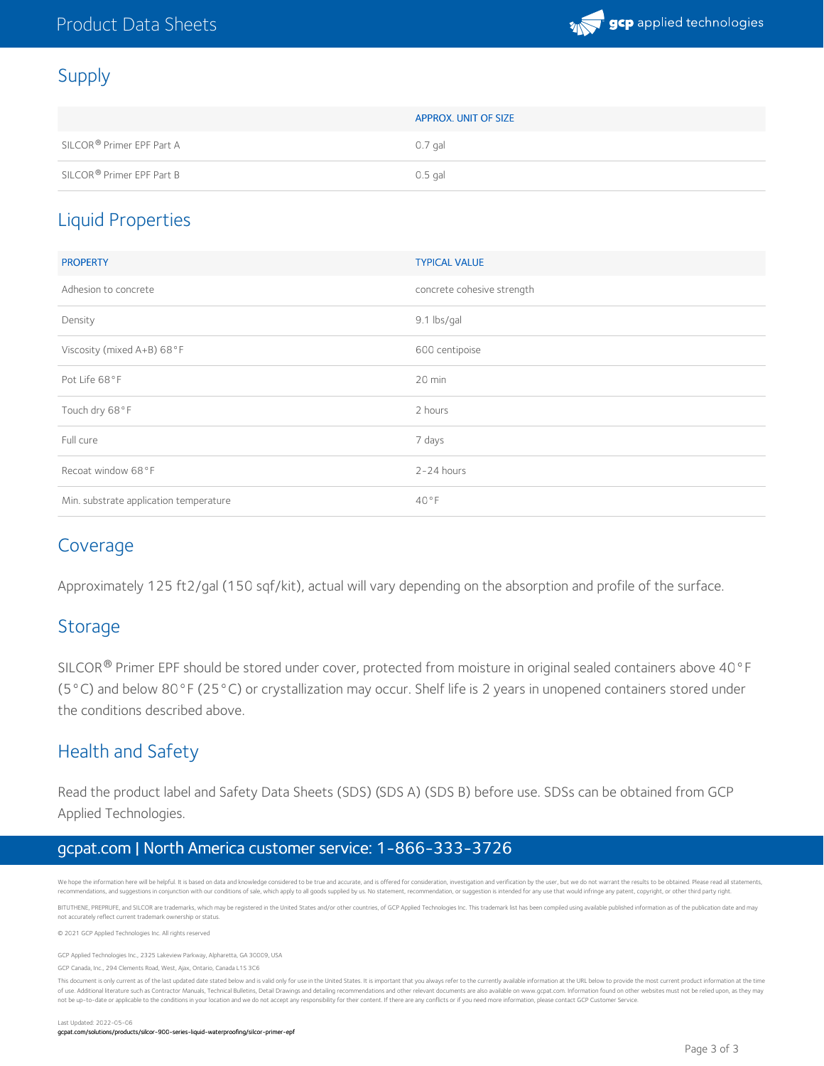## Supply

| | APPROX. UNIT OF SIZE |
|---|---|
| SILCOR® Primer EPF Part A | 0.7 gal |
| SILCOR® Primer EPF Part B | 0.5 gal |

## Liquid Properties

| PROPERTY | TYPICAL VALUE |
|---|---|
| Adhesion to concrete | concrete cohesive strength |
| Density | 9.1 lbs/gal |
| Viscosity (mixed A+B) 68°F | 600 centipoise |
| Pot Life 68°F | 20 min |
| Touch dry 68°F | 2 hours |
| Full cure | 7 days |
| Recoat window 68°F | 2-24 hours |
| Min. substrate application temperature | 40°F |

## Coverage

Approximately 125 ft2/gal (150 sqf/kit), actual will vary depending on the absorption and profile of the surface.

## Storage

SILCOR® Primer EPF should be stored under cover, protected from moisture in original sealed containers above 40°F (5°C) and below 80°F (25°C) or crystallization may occur. Shelf life is 2 years in unopened containers stored under the conditions described above.

## Health and Safety

Read the product label and Safety Data Sheets (SDS) (SDS A) (SDS B) before use. SDSs can be obtained from GCP Applied Technologies.

gcpat.com | North America customer service: 1-866-333-3726

We hope the information here will be helpful. It is based on data and knowledge considered to be true and accurate, and is offered for consideration, investigation and verification by the user, but we do not warrant the results to be obtained. Please read all statements, recommendations, and suggestions in conjunction with our conditions of sale, which apply to all goods supplied by us. No statement, recommendation, or suggestion is intended for any use that would infringe any patent, copyright, or other third party right.

BITUTHENE, PREPRUFE, and SILCOR are trademarks, which may be registered in the United States and/or other countries, of GCP Applied Technologies Inc. This trademark list has been compiled using available published information as of the publication date and may not accurately reflect current trademark ownership or status.

© 2021 GCP Applied Technologies Inc. All rights reserved

GCP Applied Technologies Inc., 2325 Lakeview Parkway, Alpharetta, GA 30009, USA

GCP Canada, Inc., 294 Clements Road, West, Ajax, Ontario, Canada L1S 3C6

This document is only current as of the last updated date stated below and is valid only for use in the United States. It is important that you always refer to the currently available information at the URL below to provide the most current product information at the time of use. Additional literature such as Contractor Manuals, Technical Bulletins, Detail Drawings and detailing recommendations and other relevant documents are also available on www.gcpat.com. Information found on other websites must not be relied upon, as they may not be up-to-date or applicable to the conditions in your location and we do not accept any responsibility for their content. If there are any conflicts or if you need more information, please contact GCP Customer Service.

Last Updated: 2022-05-06

gcpat.com/solutions/products/silcor-900-series-liquid-waterproofing/silcor-primer-epf